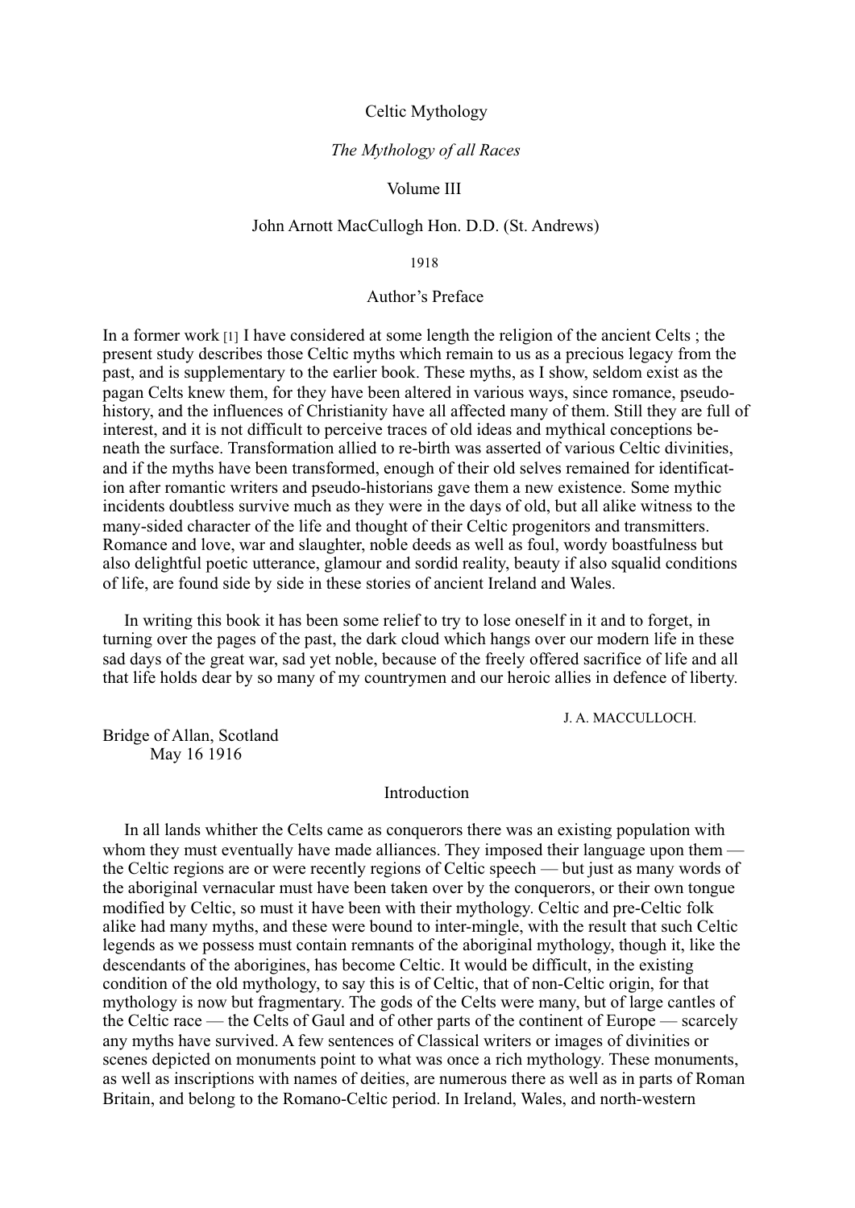# Celtic Mythology

*The Mythology of all Races*

Volume III

John Arnott MacCullogh Hon. D.D. (St. Andrews)

1918

## Author's Preface

In a former work [1] I have considered at some length the religion of the ancient Celts ; the present study describes those Celtic myths which remain to us as a precious legacy from the past, and is supplementary to the earlier book. These myths, as I show, seldom exist as the pagan Celts knew them, for they have been altered in various ways, since romance, pseudo-history, and the influences of Christianity have all affected many of them. Still they are full of interest, and it is not difficult to perceive traces of old ideas and mythical conceptions beneath the surface. Transformation allied to re-birth was asserted of various Celtic divinities, and if the myths have been transformed, enough of their old selves remained for identification after romantic writers and pseudo-historians gave them a new existence. Some mythic incidents doubtless survive much as they were in the days of old, but all alike witness to the many-sided character of the life and thought of their Celtic progenitors and transmitters. Romance and love, war and slaughter, noble deeds as well as foul, wordy boastfulness but also delightful poetic utterance, glamour and sordid reality, beauty if also squalid conditions of life, are found side by side in these stories of ancient Ireland and Wales.

In writing this book it has been some relief to try to lose oneself in it and to forget, in turning over the pages of the past, the dark cloud which hangs over our modern life in these sad days of the great war, sad yet noble, because of the freely offered sacrifice of life and all that life holds dear by so many of my countrymen and our heroic allies in defence of liberty.

J. A. MACCULLOCH.

Bridge of Allan, Scotland
May 16 1916

## Introduction

In all lands whither the Celts came as conquerors there was an existing population with whom they must eventually have made alliances. They imposed their language upon them — the Celtic regions are or were recently regions of Celtic speech — but just as many words of the aboriginal vernacular must have been taken over by the conquerors, or their own tongue modified by Celtic, so must it have been with their mythology. Celtic and pre-Celtic folk alike had many myths, and these were bound to inter-mingle, with the result that such Celtic legends as we possess must contain remnants of the aboriginal mythology, though it, like the descendants of the aborigines, has become Celtic. It would be difficult, in the existing condition of the old mythology, to say this is of Celtic, that of non-Celtic origin, for that mythology is now but fragmentary. The gods of the Celts were many, but of large cantles of the Celtic race — the Celts of Gaul and of other parts of the continent of Europe — scarcely any myths have survived. A few sentences of Classical writers or images of divinities or scenes depicted on monuments point to what was once a rich mythology. These monuments, as well as inscriptions with names of deities, are numerous there as well as in parts of Roman Britain, and belong to the Romano-Celtic period. In Ireland, Wales, and north-western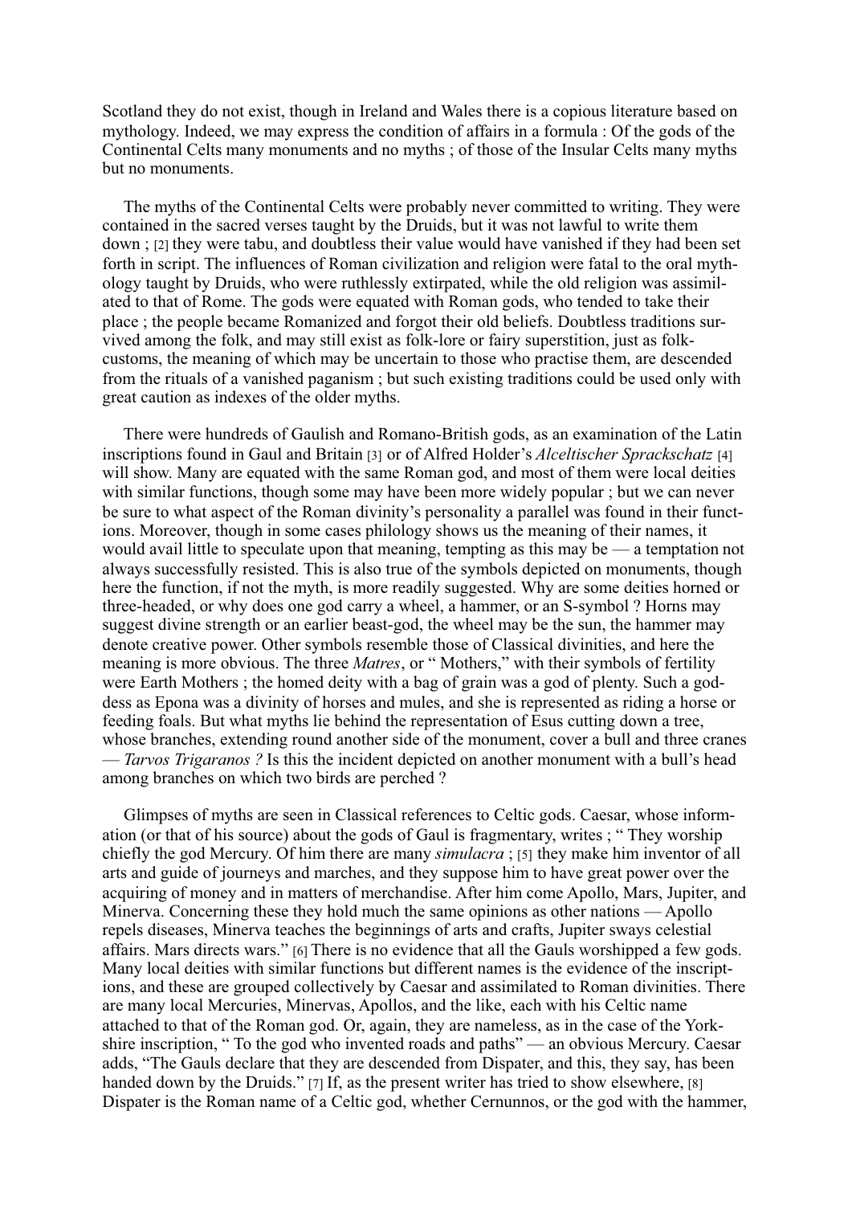Scotland they do not exist, though in Ireland and Wales there is a copious literature based on mythology. Indeed, we may express the condition of affairs in a formula : Of the gods of the Continental Celts many monuments and no myths ; of those of the Insular Celts many myths but no monuments.

The myths of the Continental Celts were probably never committed to writing. They were contained in the sacred verses taught by the Druids, but it was not lawful to write them down ; [2] they were tabu, and doubtless their value would have vanished if they had been set forth in script. The influences of Roman civilization and religion were fatal to the oral mythology taught by Druids, who were ruthlessly extirpated, while the old religion was assimilated to that of Rome. The gods were equated with Roman gods, who tended to take their place ; the people became Romanized and forgot their old beliefs. Doubtless traditions survived among the folk, and may still exist as folk-lore or fairy superstition, just as folk-customs, the meaning of which may be uncertain to those who practise them, are descended from the rituals of a vanished paganism ; but such existing traditions could be used only with great caution as indexes of the older myths.

There were hundreds of Gaulish and Romano-British gods, as an examination of the Latin inscriptions found in Gaul and Britain [3] or of Alfred Holder's *Alceltischer Sprackschatz* [4] will show. Many are equated with the same Roman god, and most of them were local deities with similar functions, though some may have been more widely popular ; but we can never be sure to what aspect of the Roman divinity's personality a parallel was found in their functions. Moreover, though in some cases philology shows us the meaning of their names, it would avail little to speculate upon that meaning, tempting as this may be — a temptation not always successfully resisted. This is also true of the symbols depicted on monuments, though here the function, if not the myth, is more readily suggested. Why are some deities horned or three-headed, or why does one god carry a wheel, a hammer, or an S-symbol ? Horns may suggest divine strength or an earlier beast-god, the wheel may be the sun, the hammer may denote creative power. Other symbols resemble those of Classical divinities, and here the meaning is more obvious. The three *Matres*, or " Mothers," with their symbols of fertility were Earth Mothers ; the homed deity with a bag of grain was a god of plenty. Such a goddess as Epona was a divinity of horses and mules, and she is represented as riding a horse or feeding foals. But what myths lie behind the representation of Esus cutting down a tree, whose branches, extending round another side of the monument, cover a bull and three cranes — *Tarvos Trigaranos ?* Is this the incident depicted on another monument with a bull's head among branches on which two birds are perched ?

Glimpses of myths are seen in Classical references to Celtic gods. Caesar, whose information (or that of his source) about the gods of Gaul is fragmentary, writes ; " They worship chiefly the god Mercury. Of him there are many *simulacra* ; [5] they make him inventor of all arts and guide of journeys and marches, and they suppose him to have great power over the acquiring of money and in matters of merchandise. After him come Apollo, Mars, Jupiter, and Minerva. Concerning these they hold much the same opinions as other nations — Apollo repels diseases, Minerva teaches the beginnings of arts and crafts, Jupiter sways celestial affairs. Mars directs wars." [6] There is no evidence that all the Gauls worshipped a few gods. Many local deities with similar functions but different names is the evidence of the inscriptions, and these are grouped collectively by Caesar and assimilated to Roman divinities. There are many local Mercuries, Minervas, Apollos, and the like, each with his Celtic name attached to that of the Roman god. Or, again, they are nameless, as in the case of the Yorkshire inscription, " To the god who invented roads and paths" — an obvious Mercury. Caesar adds, "The Gauls declare that they are descended from Dispater, and this, they say, has been handed down by the Druids." [7] If, as the present writer has tried to show elsewhere, [8] Dispater is the Roman name of a Celtic god, whether Cernunnos, or the god with the hammer,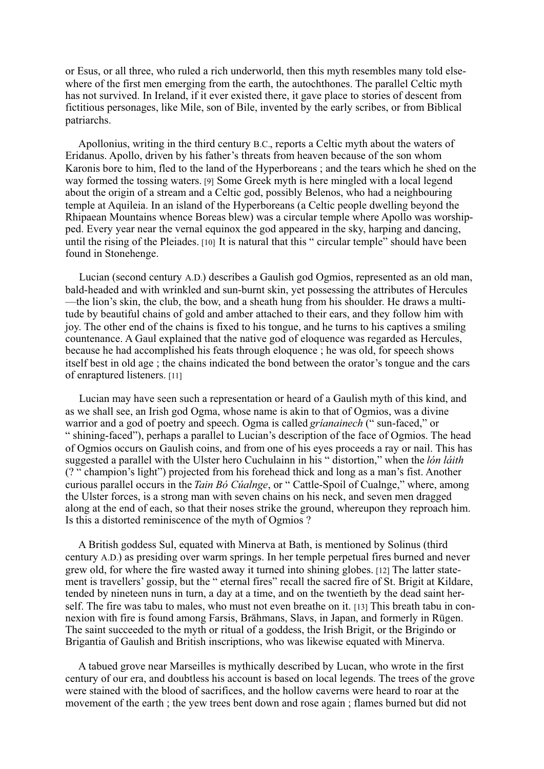or Esus, or all three, who ruled a rich underworld, then this myth resembles many told elsewhere of the first men emerging from the earth, the autochthones. The parallel Celtic myth has not survived. In Ireland, if it ever existed there, it gave place to stories of descent from fictitious personages, like Mile, son of Bile, invented by the early scribes, or from Biblical patriarchs.

Apollonius, writing in the third century B.C., reports a Celtic myth about the waters of Eridanus. Apollo, driven by his father's threats from heaven because of the son whom Karonis bore to him, fled to the land of the Hyperboreans ; and the tears which he shed on the way formed the tossing waters. [9] Some Greek myth is here mingled with a local legend about the origin of a stream and a Celtic god, possibly Belenos, who had a neighbouring temple at Aquileia. In an island of the Hyperboreans (a Celtic people dwelling beyond the Rhipaean Mountains whence Boreas blew) was a circular temple where Apollo was worshipped. Every year near the vernal equinox the god appeared in the sky, harping and dancing, until the rising of the Pleiades. [10] It is natural that this " circular temple" should have been found in Stonehenge.

Lucian (second century A.D.) describes a Gaulish god Ogmios, represented as an old man, bald-headed and with wrinkled and sun-burnt skin, yet possessing the attributes of Hercules —the lion's skin, the club, the bow, and a sheath hung from his shoulder. He draws a multitude by beautiful chains of gold and amber attached to their ears, and they follow him with joy. The other end of the chains is fixed to his tongue, and he turns to his captives a smiling countenance. A Gaul explained that the native god of eloquence was regarded as Hercules, because he had accomplished his feats through eloquence ; he was old, for speech shows itself best in old age ; the chains indicated the bond between the orator's tongue and the cars of enraptured listeners. [11]

Lucian may have seen such a representation or heard of a Gaulish myth of this kind, and as we shall see, an Irish god Ogma, whose name is akin to that of Ogmios, was a divine warrior and a god of poetry and speech. Ogma is called *gríanainech* (" sun-faced," or " shining-faced"), perhaps a parallel to Lucian's description of the face of Ogmios. The head of Ogmios occurs on Gaulish coins, and from one of his eyes proceeds a ray or nail. This has suggested a parallel with the Ulster hero Cuchulainn in his " distortion," when the *lón láith* (? " champion's light") projected from his forehead thick and long as a man's fist. Another curious parallel occurs in the *Tain Bó Cúalnge*, or " Cattle-Spoil of Cualnge," where, among the Ulster forces, is a strong man with seven chains on his neck, and seven men dragged along at the end of each, so that their noses strike the ground, whereupon they reproach him. Is this a distorted reminiscence of the myth of Ogmios ?

A British goddess Sul, equated with Minerva at Bath, is mentioned by Solinus (third century A.D.) as presiding over warm springs. In her temple perpetual fires burned and never grew old, for where the fire wasted away it turned into shining globes. [12] The latter statement is travellers' gossip, but the " eternal fires" recall the sacred fire of St. Brigit at Kildare, tended by nineteen nuns in turn, a day at a time, and on the twentieth by the dead saint herself. The fire was tabu to males, who must not even breathe on it. [13] This breath tabu in connexion with fire is found among Farsis, Brāhmans, Slavs, in Japan, and formerly in Rügen. The saint succeeded to the myth or ritual of a goddess, the Irish Brigit, or the Brigindo or Brigantia of Gaulish and British inscriptions, who was likewise equated with Minerva.

A tabued grove near Marseilles is mythically described by Lucan, who wrote in the first century of our era, and doubtless his account is based on local legends. The trees of the grove were stained with the blood of sacrifices, and the hollow caverns were heard to roar at the movement of the earth ; the yew trees bent down and rose again ; flames burned but did not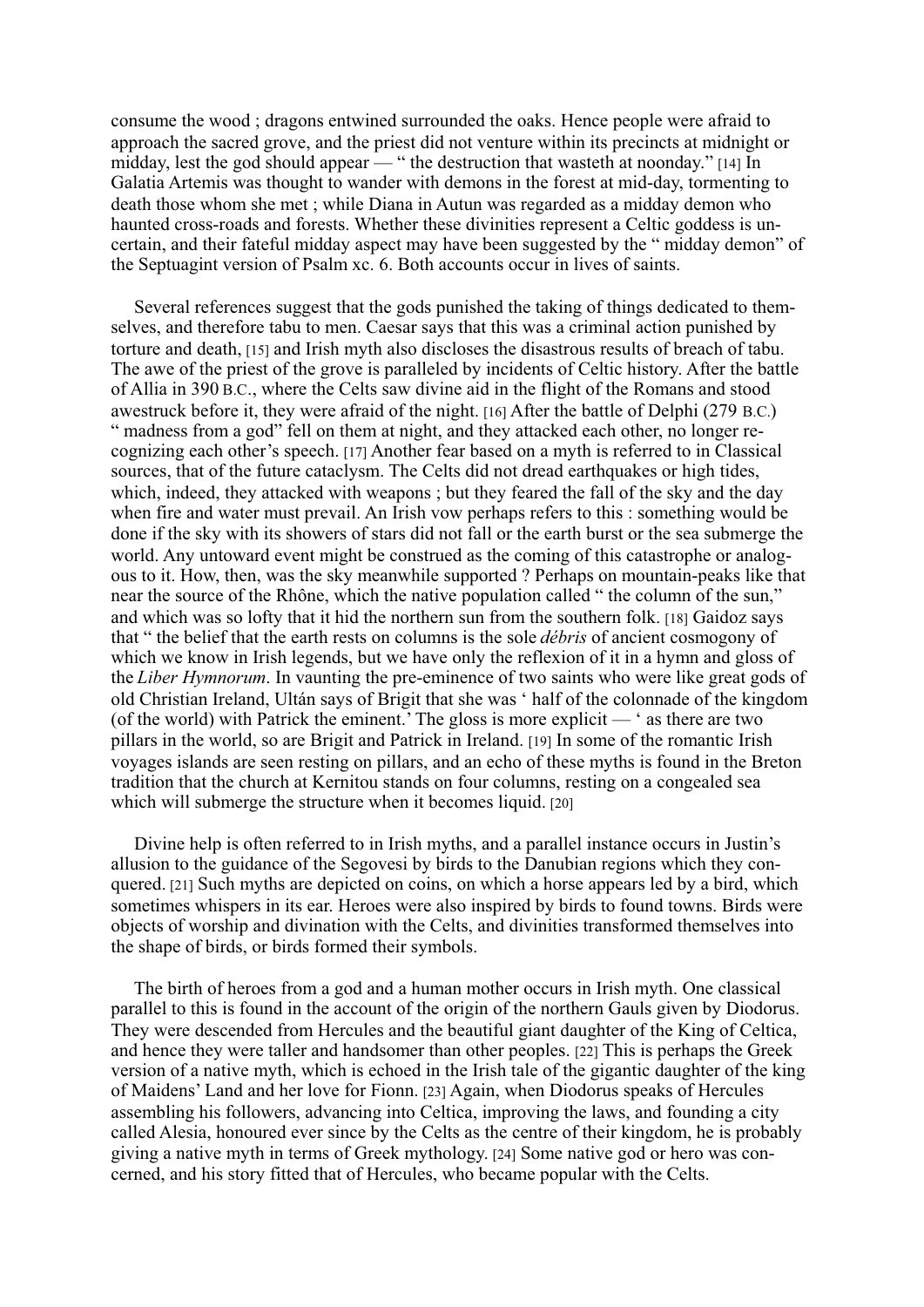consume the wood ; dragons entwined surrounded the oaks. Hence people were afraid to approach the sacred grove, and the priest did not venture within its precincts at midnight or midday, lest the god should appear — " the destruction that wasteth at noonday." [14] In Galatia Artemis was thought to wander with demons in the forest at mid-day, tormenting to death those whom she met ; while Diana in Autun was regarded as a midday demon who haunted cross-roads and forests. Whether these divinities represent a Celtic goddess is uncertain, and their fateful midday aspect may have been suggested by the " midday demon" of the Septuagint version of Psalm xc. 6. Both accounts occur in lives of saints.

Several references suggest that the gods punished the taking of things dedicated to themselves, and therefore tabu to men. Caesar says that this was a criminal action punished by torture and death, [15] and Irish myth also discloses the disastrous results of breach of tabu. The awe of the priest of the grove is paralleled by incidents of Celtic history. After the battle of Allia in 390 B.C., where the Celts saw divine aid in the flight of the Romans and stood awestruck before it, they were afraid of the night. [16] After the battle of Delphi (279 B.C.) " madness from a god" fell on them at night, and they attacked each other, no longer recognizing each other's speech. [17] Another fear based on a myth is referred to in Classical sources, that of the future cataclysm. The Celts did not dread earthquakes or high tides, which, indeed, they attacked with weapons ; but they feared the fall of the sky and the day when fire and water must prevail. An Irish vow perhaps refers to this : something would be done if the sky with its showers of stars did not fall or the earth burst or the sea submerge the world. Any untoward event might be construed as the coming of this catastrophe or analogous to it. How, then, was the sky meanwhile supported ? Perhaps on mountain-peaks like that near the source of the Rhône, which the native population called " the column of the sun," and which was so lofty that it hid the northern sun from the southern folk. [18] Gaidoz says that " the belief that the earth rests on columns is the sole *débris* of ancient cosmogony of which we know in Irish legends, but we have only the reflexion of it in a hymn and gloss of the *Liber Hymnorum*. In vaunting the pre-eminence of two saints who were like great gods of old Christian Ireland, Ultán says of Brigit that she was ' half of the colonnade of the kingdom (of the world) with Patrick the eminent.' The gloss is more explicit — ' as there are two pillars in the world, so are Brigit and Patrick in Ireland. [19] In some of the romantic Irish voyages islands are seen resting on pillars, and an echo of these myths is found in the Breton tradition that the church at Kernitou stands on four columns, resting on a congealed sea which will submerge the structure when it becomes liquid. [20]

Divine help is often referred to in Irish myths, and a parallel instance occurs in Justin's allusion to the guidance of the Segovesi by birds to the Danubian regions which they conquered. [21] Such myths are depicted on coins, on which a horse appears led by a bird, which sometimes whispers in its ear. Heroes were also inspired by birds to found towns. Birds were objects of worship and divination with the Celts, and divinities transformed themselves into the shape of birds, or birds formed their symbols.

The birth of heroes from a god and a human mother occurs in Irish myth. One classical parallel to this is found in the account of the origin of the northern Gauls given by Diodorus. They were descended from Hercules and the beautiful giant daughter of the King of Celtica, and hence they were taller and handsomer than other peoples. [22] This is perhaps the Greek version of a native myth, which is echoed in the Irish tale of the gigantic daughter of the king of Maidens' Land and her love for Fionn. [23] Again, when Diodorus speaks of Hercules assembling his followers, advancing into Celtica, improving the laws, and founding a city called Alesia, honoured ever since by the Celts as the centre of their kingdom, he is probably giving a native myth in terms of Greek mythology. [24] Some native god or hero was concerned, and his story fitted that of Hercules, who became popular with the Celts.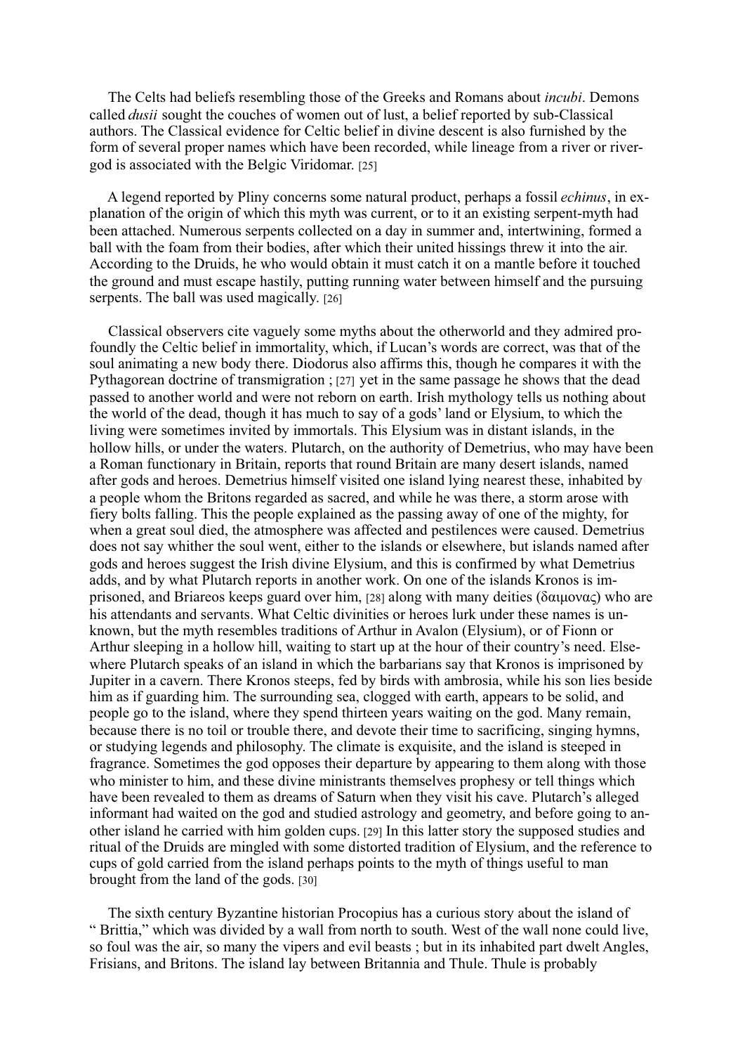The Celts had beliefs resembling those of the Greeks and Romans about *incubi*. Demons called *dusii* sought the couches of women out of lust, a belief reported by sub-Classical authors. The Classical evidence for Celtic belief in divine descent is also furnished by the form of several proper names which have been recorded, while lineage from a river or river-god is associated with the Belgic Viridomar. [25]

A legend reported by Pliny concerns some natural product, perhaps a fossil *echinus*, in explanation of the origin of which this myth was current, or to it an existing serpent-myth had been attached. Numerous serpents collected on a day in summer and, intertwining, formed a ball with the foam from their bodies, after which their united hissings threw it into the air. According to the Druids, he who would obtain it must catch it on a mantle before it touched the ground and must escape hastily, putting running water between himself and the pursuing serpents. The ball was used magically. [26]

Classical observers cite vaguely some myths about the otherworld and they admired profoundly the Celtic belief in immortality, which, if Lucan's words are correct, was that of the soul animating a new body there. Diodorus also affirms this, though he compares it with the Pythagorean doctrine of transmigration ; [27] yet in the same passage he shows that the dead passed to another world and were not reborn on earth. Irish mythology tells us nothing about the world of the dead, though it has much to say of a gods' land or Elysium, to which the living were sometimes invited by immortals. This Elysium was in distant islands, in the hollow hills, or under the waters. Plutarch, on the authority of Demetrius, who may have been a Roman functionary in Britain, reports that round Britain are many desert islands, named after gods and heroes. Demetrius himself visited one island lying nearest these, inhabited by a people whom the Britons regarded as sacred, and while he was there, a storm arose with fiery bolts falling. This the people explained as the passing away of one of the mighty, for when a great soul died, the atmosphere was affected and pestilences were caused. Demetrius does not say whither the soul went, either to the islands or elsewhere, but islands named after gods and heroes suggest the Irish divine Elysium, and this is confirmed by what Demetrius adds, and by what Plutarch reports in another work. On one of the islands Kronos is imprisoned, and Briareos keeps guard over him, [28] along with many deities (δαιμονας) who are his attendants and servants. What Celtic divinities or heroes lurk under these names is unknown, but the myth resembles traditions of Arthur in Avalon (Elysium), or of Fionn or Arthur sleeping in a hollow hill, waiting to start up at the hour of their country's need. Elsewhere Plutarch speaks of an island in which the barbarians say that Kronos is imprisoned by Jupiter in a cavern. There Kronos steeps, fed by birds with ambrosia, while his son lies beside him as if guarding him. The surrounding sea, clogged with earth, appears to be solid, and people go to the island, where they spend thirteen years waiting on the god. Many remain, because there is no toil or trouble there, and devote their time to sacrificing, singing hymns, or studying legends and philosophy. The climate is exquisite, and the island is steeped in fragrance. Sometimes the god opposes their departure by appearing to them along with those who minister to him, and these divine ministrants themselves prophesy or tell things which have been revealed to them as dreams of Saturn when they visit his cave. Plutarch's alleged informant had waited on the god and studied astrology and geometry, and before going to another island he carried with him golden cups. [29] In this latter story the supposed studies and ritual of the Druids are mingled with some distorted tradition of Elysium, and the reference to cups of gold carried from the island perhaps points to the myth of things useful to man brought from the land of the gods. [30]

The sixth century Byzantine historian Procopius has a curious story about the island of " Brittia," which was divided by a wall from north to south. West of the wall none could live, so foul was the air, so many the vipers and evil beasts ; but in its inhabited part dwelt Angles, Frisians, and Britons. The island lay between Britannia and Thule. Thule is probably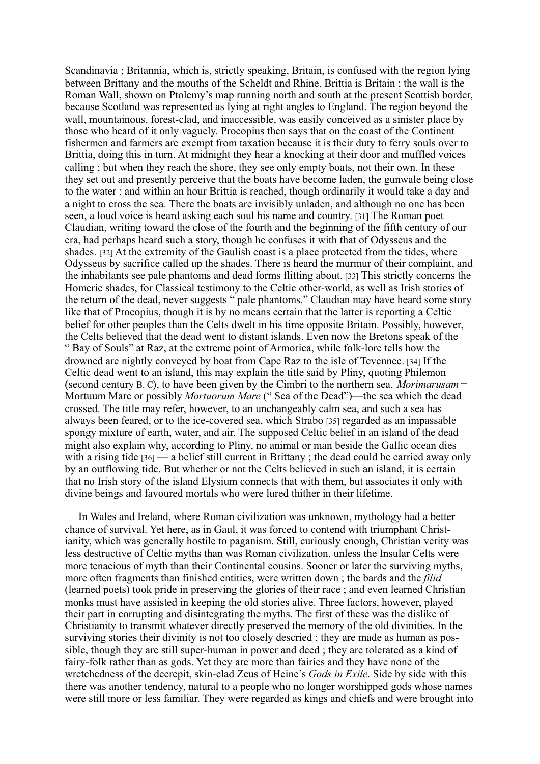Scandinavia ; Britannia, which is, strictly speaking, Britain, is confused with the region lying between Brittany and the mouths of the Scheldt and Rhine. Brittia is Britain ; the wall is the Roman Wall, shown on Ptolemy's map running north and south at the present Scottish border, because Scotland was represented as lying at right angles to England. The region beyond the wall, mountainous, forest-clad, and inaccessible, was easily conceived as a sinister place by those who heard of it only vaguely. Procopius then says that on the coast of the Continent fishermen and farmers are exempt from taxation because it is their duty to ferry souls over to Brittia, doing this in turn. At midnight they hear a knocking at their door and muffled voices calling ; but when they reach the shore, they see only empty boats, not their own. In these they set out and presently perceive that the boats have become laden, the gunwale being close to the water ; and within an hour Brittia is reached, though ordinarily it would take a day and a night to cross the sea. There the boats are invisibly unladen, and although no one has been seen, a loud voice is heard asking each soul his name and country. [31] The Roman poet Claudian, writing toward the close of the fourth and the beginning of the fifth century of our era, had perhaps heard such a story, though he confuses it with that of Odysseus and the shades. [32] At the extremity of the Gaulish coast is a place protected from the tides, where Odysseus by sacrifice called up the shades. There is heard the murmur of their complaint, and the inhabitants see pale phantoms and dead forms flitting about. [33] This strictly concerns the Homeric shades, for Classical testimony to the Celtic other-world, as well as Irish stories of the return of the dead, never suggests " pale phantoms." Claudian may have heard some story like that of Procopius, though it is by no means certain that the latter is reporting a Celtic belief for other peoples than the Celts dwelt in his time opposite Britain. Possibly, however, the Celts believed that the dead went to distant islands. Even now the Bretons speak of the " Bay of Souls" at Raz, at the extreme point of Armorica, while folk-lore tells how the drowned are nightly conveyed by boat from Cape Raz to the isle of Tevennec. [34] If the Celtic dead went to an island, this may explain the title said by Pliny, quoting Philemon (second century B. C), to have been given by the Cimbri to the northern sea, *Morimarusam* = Mortuum Mare or possibly *Mortuorum Mare* (" Sea of the Dead")—the sea which the dead crossed. The title may refer, however, to an unchangeably calm sea, and such a sea has always been feared, or to the ice-covered sea, which Strabo [35] regarded as an impassable spongy mixture of earth, water, and air. The supposed Celtic belief in an island of the dead might also explain why, according to Pliny, no animal or man beside the Gallic ocean dies with a rising tide [36] — a belief still current in Brittany ; the dead could be carried away only by an outflowing tide. But whether or not the Celts believed in such an island, it is certain that no Irish story of the island Elysium connects that with them, but associates it only with divine beings and favoured mortals who were lured thither in their lifetime.

In Wales and Ireland, where Roman civilization was unknown, mythology had a better chance of survival. Yet here, as in Gaul, it was forced to contend with triumphant Christianity, which was generally hostile to paganism. Still, curiously enough, Christian verity was less destructive of Celtic myths than was Roman civilization, unless the Insular Celts were more tenacious of myth than their Continental cousins. Sooner or later the surviving myths, more often fragments than finished entities, were written down ; the bards and the *filid* (learned poets) took pride in preserving the glories of their race ; and even learned Christian monks must have assisted in keeping the old stories alive. Three factors, however, played their part in corrupting and disintegrating the myths. The first of these was the dislike of Christianity to transmit whatever directly preserved the memory of the old divinities. In the surviving stories their divinity is not too closely descried ; they are made as human as possible, though they are still super-human in power and deed ; they are tolerated as a kind of fairy-folk rather than as gods. Yet they are more than fairies and they have none of the wretchedness of the decrepit, skin-clad Zeus of Heine's *Gods in Exile*. Side by side with this there was another tendency, natural to a people who no longer worshipped gods whose names were still more or less familiar. They were regarded as kings and chiefs and were brought into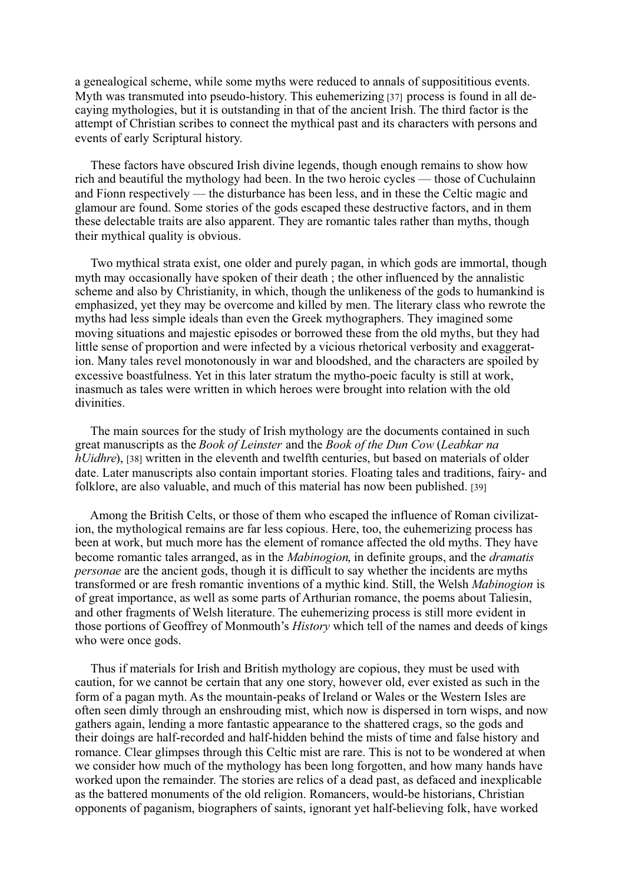a genealogical scheme, while some myths were reduced to annals of supposititious events. Myth was transmuted into pseudo-history. This euhemerizing [37] process is found in all decaying mythologies, but it is outstanding in that of the ancient Irish. The third factor is the attempt of Christian scribes to connect the mythical past and its characters with persons and events of early Scriptural history.

These factors have obscured Irish divine legends, though enough remains to show how rich and beautiful the mythology had been. In the two heroic cycles — those of Cuchulainn and Fionn respectively — the disturbance has been less, and in these the Celtic magic and glamour are found. Some stories of the gods escaped these destructive factors, and in them these delectable traits are also apparent. They are romantic tales rather than myths, though their mythical quality is obvious.

Two mythical strata exist, one older and purely pagan, in which gods are immortal, though myth may occasionally have spoken of their death ; the other influenced by the annalistic scheme and also by Christianity, in which, though the unlikeness of the gods to humankind is emphasized, yet they may be overcome and killed by men. The literary class who rewrote the myths had less simple ideals than even the Greek mythographers. They imagined some moving situations and majestic episodes or borrowed these from the old myths, but they had little sense of proportion and were infected by a vicious rhetorical verbosity and exaggeration. Many tales revel monotonously in war and bloodshed, and the characters are spoiled by excessive boastfulness. Yet in this later stratum the mytho-poeic faculty is still at work, inasmuch as tales were written in which heroes were brought into relation with the old divinities.

The main sources for the study of Irish mythology are the documents contained in such great manuscripts as the *Book of Leinster* and the *Book of the Dun Cow* (*Leabkar na hUidhre*), [38] written in the eleventh and twelfth centuries, but based on materials of older date. Later manuscripts also contain important stories. Floating tales and traditions, fairy- and folklore, are also valuable, and much of this material has now been published. [39]

Among the British Celts, or those of them who escaped the influence of Roman civilization, the mythological remains are far less copious. Here, too, the euhemerizing process has been at work, but much more has the element of romance affected the old myths. They have become romantic tales arranged, as in the *Mabinogion*, in definite groups, and the *dramatis personae* are the ancient gods, though it is difficult to say whether the incidents are myths transformed or are fresh romantic inventions of a mythic kind. Still, the Welsh *Mabinogion* is of great importance, as well as some parts of Arthurian romance, the poems about Taliesin, and other fragments of Welsh literature. The euhemerizing process is still more evident in those portions of Geoffrey of Monmouth's *History* which tell of the names and deeds of kings who were once gods.

Thus if materials for Irish and British mythology are copious, they must be used with caution, for we cannot be certain that any one story, however old, ever existed as such in the form of a pagan myth. As the mountain-peaks of Ireland or Wales or the Western Isles are often seen dimly through an enshrouding mist, which now is dispersed in torn wisps, and now gathers again, lending a more fantastic appearance to the shattered crags, so the gods and their doings are half-recorded and half-hidden behind the mists of time and false history and romance. Clear glimpses through this Celtic mist are rare. This is not to be wondered at when we consider how much of the mythology has been long forgotten, and how many hands have worked upon the remainder. The stories are relics of a dead past, as defaced and inexplicable as the battered monuments of the old religion. Romancers, would-be historians, Christian opponents of paganism, biographers of saints, ignorant yet half-believing folk, have worked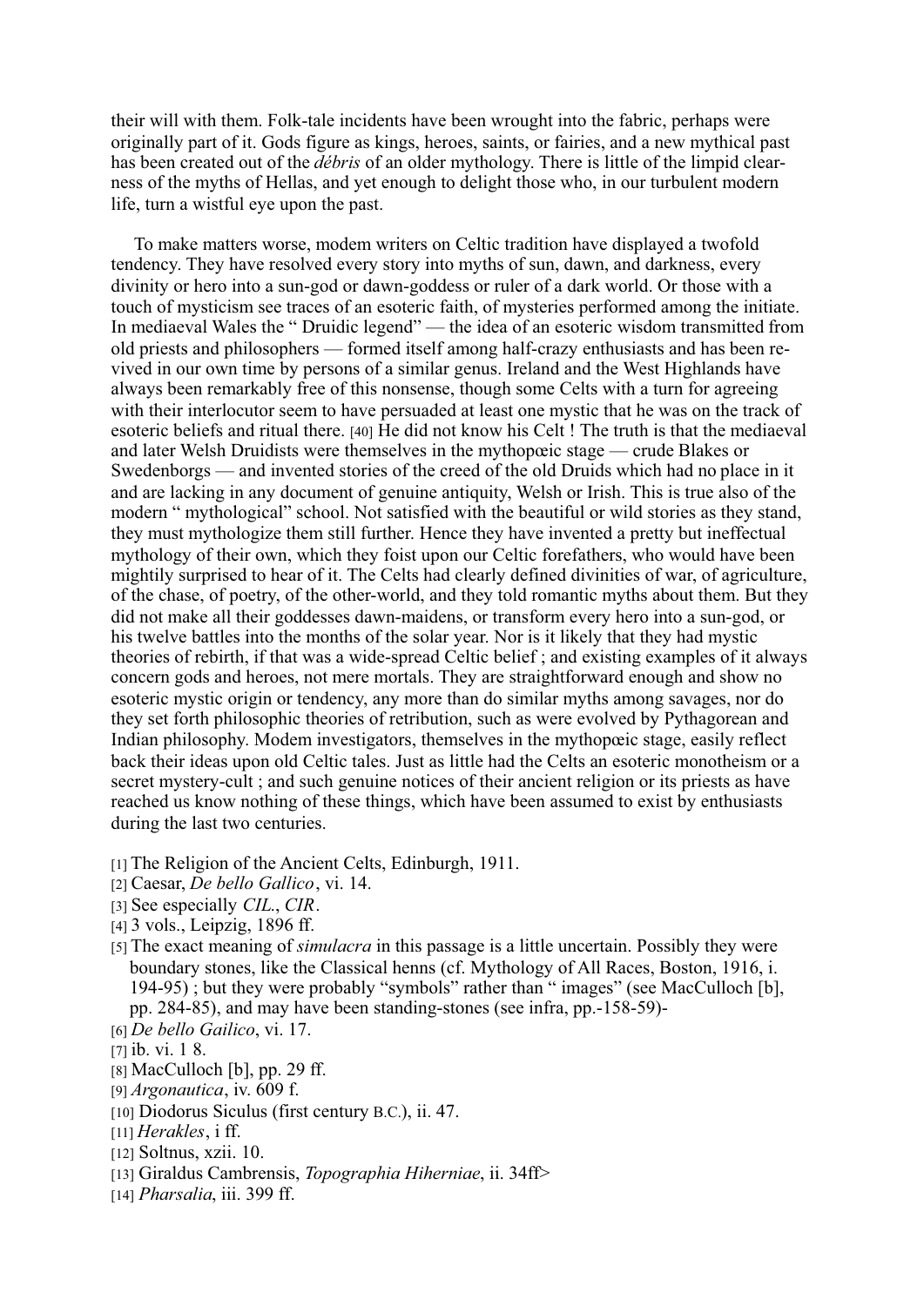their will with them. Folk-tale incidents have been wrought into the fabric, perhaps were originally part of it. Gods figure as kings, heroes, saints, or fairies, and a new mythical past has been created out of the *débris* of an older mythology. There is little of the limpid clearness of the myths of Hellas, and yet enough to delight those who, in our turbulent modern life, turn a wistful eye upon the past.

To make matters worse, modem writers on Celtic tradition have displayed a twofold tendency. They have resolved every story into myths of sun, dawn, and darkness, every divinity or hero into a sun-god or dawn-goddess or ruler of a dark world. Or those with a touch of mysticism see traces of an esoteric faith, of mysteries performed among the initiate. In mediaeval Wales the " Druidic legend" — the idea of an esoteric wisdom transmitted from old priests and philosophers — formed itself among half-crazy enthusiasts and has been revived in our own time by persons of a similar genus. Ireland and the West Highlands have always been remarkably free of this nonsense, though some Celts with a turn for agreeing with their interlocutor seem to have persuaded at least one mystic that he was on the track of esoteric beliefs and ritual there. [40] He did not know his Celt ! The truth is that the mediaeval and later Welsh Druidists were themselves in the mythopœic stage — crude Blakes or Swedenborgs — and invented stories of the creed of the old Druids which had no place in it and are lacking in any document of genuine antiquity, Welsh or Irish. This is true also of the modern " mythological" school. Not satisfied with the beautiful or wild stories as they stand, they must mythologize them still further. Hence they have invented a pretty but ineffectual mythology of their own, which they foist upon our Celtic forefathers, who would have been mightily surprised to hear of it. The Celts had clearly defined divinities of war, of agriculture, of the chase, of poetry, of the other-world, and they told romantic myths about them. But they did not make all their goddesses dawn-maidens, or transform every hero into a sun-god, or his twelve battles into the months of the solar year. Nor is it likely that they had mystic theories of rebirth, if that was a wide-spread Celtic belief ; and existing examples of it always concern gods and heroes, not mere mortals. They are straightforward enough and show no esoteric mystic origin or tendency, any more than do similar myths among savages, nor do they set forth philosophic theories of retribution, such as were evolved by Pythagorean and Indian philosophy. Modem investigators, themselves in the mythopœic stage, easily reflect back their ideas upon old Celtic tales. Just as little had the Celts an esoteric monotheism or a secret mystery-cult ; and such genuine notices of their ancient religion or its priests as have reached us know nothing of these things, which have been assumed to exist by enthusiasts during the last two centuries.

[1] The Religion of the Ancient Celts, Edinburgh, 1911.
[2] Caesar, *De bello Gallico*, vi. 14.
[3] See especially *CIL.*, *CIR*.
[4] 3 vols., Leipzig, 1896 ff.
[5] The exact meaning of *simulacra* in this passage is a little uncertain. Possibly they were boundary stones, like the Classical henns (cf. Mythology of All Races, Boston, 1916, i. 194-95) ; but they were probably "symbols" rather than " images" (see MacCulloch [b], pp. 284-85), and may have been standing-stones (see infra, pp.-158-59)-
[6] *De bello Gailico*, vi. 17.
[7] ib. vi. 1 8.
[8] MacCulloch [b], pp. 29 ff.
[9] *Argonautica*, iv. 609 f.
[10] Diodorus Siculus (first century B.C.), ii. 47.
[11] *Herakles*, i ff.
[12] Soltnus, xzii. 10.
[13] Giraldus Cambrensis, *Topographia Hiherniae*, ii. 34ff>
[14] *Pharsalia*, iii. 399 ff.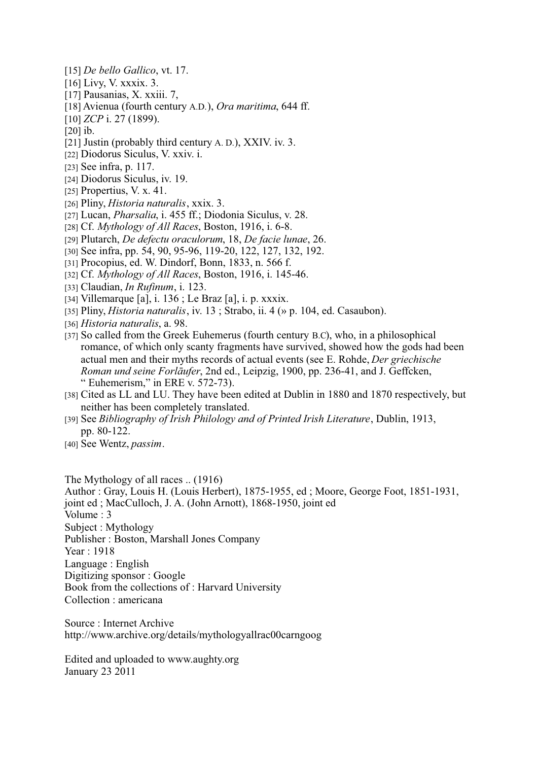[15] *De bello Gallico*, vt. 17.
[16] Livy, V. xxxix. 3.
[17] Pausanias, X. xxiii. 7,
[18] Avienua (fourth century A.D.), *Ora maritima*, 644 ff.
[10] *ZCP* i. 27 (1899).
[20] ib.
[21] Justin (probably third century A. D.), XXIV. iv. 3.
[22] Diodorus Siculus, V. xxiv. i.
[23] See infra, p. 117.
[24] Diodorus Siculus, iv. 19.
[25] Propertius, V. x. 41.
[26] Pliny, *Historia naturalis*, xxix. 3.
[27] Lucan, *Pharsalia*, i. 455 ff.; Diodonia Siculus, v. 28.
[28] Cf. *Mythology of All Races*, Boston, 1916, i. 6-8.
[29] Plutarch, *De defectu oraculorum*, 18, *De facie lunae*, 26.
[30] See infra, pp. 54, 90, 95-96, 119-20, 122, 127, 132, 192.
[31] Procopius, ed. W. Dindorf, Bonn, 1833, n. 566 f.
[32] Cf. *Mythology of All Races*, Boston, 1916, i. 145-46.
[33] Claudian, *In Rufinum*, i. 123.
[34] Villemarque [a], i. 136 ; Le Braz [a], i. p. xxxix.
[35] Pliny, *Historia naturalis*, iv. 13 ; Strabo, ii. 4 (» p. 104, ed. Casaubon).
[36] *Historia naturalis*, a. 98.
[37] So called from the Greek Euhemerus (fourth century B.C), who, in a philosophical romance, of which only scanty fragments have survived, showed how the gods had been actual men and their myths records of actual events (see E. Rohde, *Der griechische Roman und seine Forlāufer*, 2nd ed., Leipzig, 1900, pp. 236-41, and J. Geffcken, " Euhemerism," in ERE v. 572-73).
[38] Cited as LL and LU. They have been edited at Dublin in 1880 and 1870 respectively, but neither has been completely translated.
[39] See *Bibliography of Irish Philology and of Printed Irish Literature*, Dublin, 1913, pp. 80-122.
[40] See Wentz, *passim*.

The Mythology of all races .. (1916)
Author : Gray, Louis H. (Louis Herbert), 1875-1955, ed ; Moore, George Foot, 1851-1931, joint ed ; MacCulloch, J. A. (John Arnott), 1868-1950, joint ed
Volume : 3
Subject : Mythology
Publisher : Boston, Marshall Jones Company
Year : 1918
Language : English
Digitizing sponsor : Google
Book from the collections of : Harvard University
Collection : americana

Source : Internet Archive
http://www.archive.org/details/mythologyallrac00carngoog

Edited and uploaded to www.aughty.org
January 23 2011